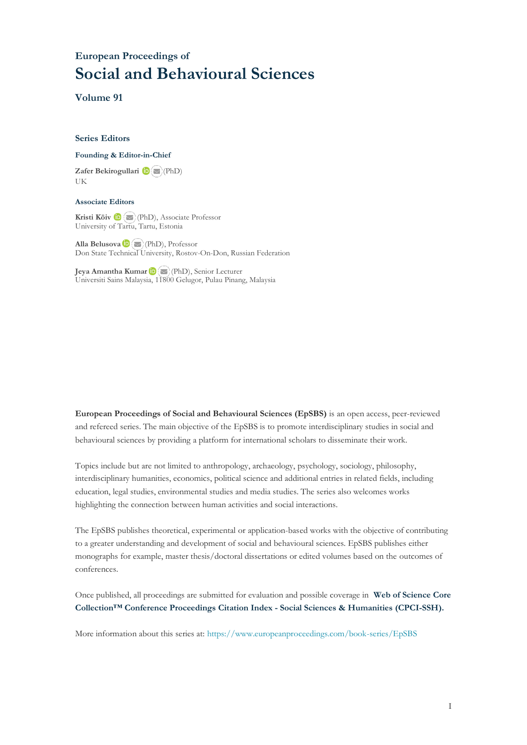# European Proceedings of
# Social and Behavioural Sciences

## Volume 91

### Series Editors

**Founding & Editor-in-Chief**

**Zafer Bekirogullari** (PhD)
UK

**Associate Editors**

**Kristi Köiv** (PhD), Associate Professor
University of Tartu, Tartu, Estonia

**Alla Belusova** (PhD), Professor
Don State Technical University, Rostov-On-Don, Russian Federation

**Jeya Amantha Kumar** (PhD), Senior Lecturer
Universiti Sains Malaysia, 11800 Gelugor, Pulau Pinang, Malaysia

**European Proceedings of Social and Behavioural Sciences (EpSBS)** is an open access, peer-reviewed and refereed series. The main objective of the EpSBS is to promote interdisciplinary studies in social and behavioural sciences by providing a platform for international scholars to disseminate their work.

Topics include but are not limited to anthropology, archaeology, psychology, sociology, philosophy, interdisciplinary humanities, economics, political science and additional entries in related fields, including education, legal studies, environmental studies and media studies. The series also welcomes works highlighting the connection between human activities and social interactions.

The EpSBS publishes theoretical, experimental or application-based works with the objective of contributing to a greater understanding and development of social and behavioural sciences. EpSBS publishes either monographs for example, master thesis/doctoral dissertations or edited volumes based on the outcomes of conferences.

Once published, all proceedings are submitted for evaluation and possible coverage in **Web of Science Core Collection™ Conference Proceedings Citation Index - Social Sciences & Humanities (CPCI-SSH).**

More information about this series at: https://www.europeanproceedings.com/book-series/EpSBS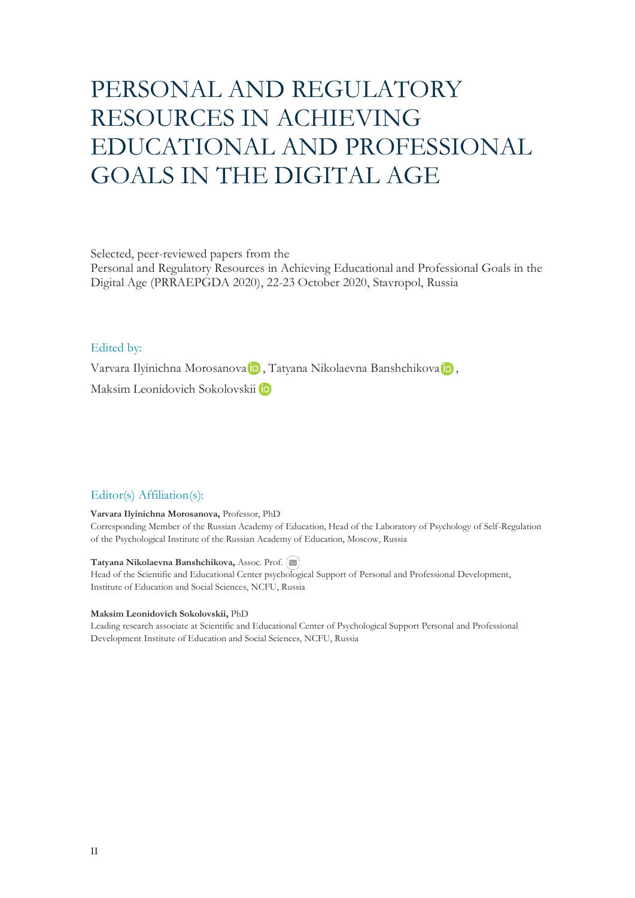# PERSONAL AND REGULATORY RESOURCES IN ACHIEVING EDUCATIONAL AND PROFESSIONAL GOALS IN THE DIGITAL AGE

Selected, peer-reviewed papers from the
Personal and Regulatory Resources in Achieving Educational and Professional Goals in the Digital Age (PRRAEPGDA 2020), 22-23 October 2020, Stavropol, Russia

Edited by:

Varvara Ilyinichna Morosanova, Tatyana Nikolaevna Banshchikova,
Maksim Leonidovich Sokolovskii

Editor(s) Affiliation(s):

**Varvara Ilyinichna Morosanova,** Professor, PhD
Corresponding Member of the Russian Academy of Education, Head of the Laboratory of Psychology of Self-Regulation of the Psychological Institute of the Russian Academy of Education, Moscow, Russia

**Tatyana Nikolaevna Banshchikova,** Assoc. Prof.
Head of the Scientific and Educational Center psychological Support of Personal and Professional Development, Institute of Education and Social Sciences, NCFU, Russia

**Maksim Leonidovich Sokolovskii,** PhD
Leading research associate at Scientific and Educational Center of Psychological Support Personal and Professional Development Institute of Education and Social Sciences, NCFU, Russia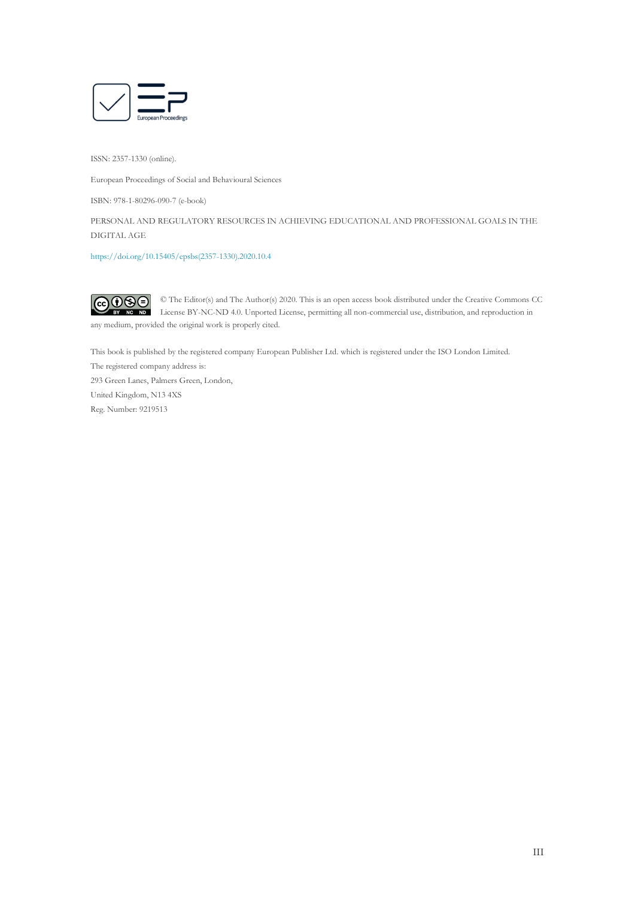ISSN: 2357-1330 (online).

European Proceedings of Social and Behavioural Sciences

ISBN: 978-1-80296-090-7 (e-book)

PERSONAL AND REGULATORY RESOURCES IN ACHIEVING EDUCATIONAL AND PROFESSIONAL GOALS IN THE DIGITAL AGE

https://doi.org/10.15405/epsbs(2357-1330).2020.10.4

© The Editor(s) and The Author(s) 2020. This is an open access book distributed under the Creative Commons CC License BY-NC-ND 4.0. Unported License, permitting all non-commercial use, distribution, and reproduction in any medium, provided the original work is properly cited.

This book is published by the registered company European Publisher Ltd. which is registered under the ISO London Limited.
The registered company address is:
293 Green Lanes, Palmers Green, London,
United Kingdom, N13 4XS
Reg. Number: 9219513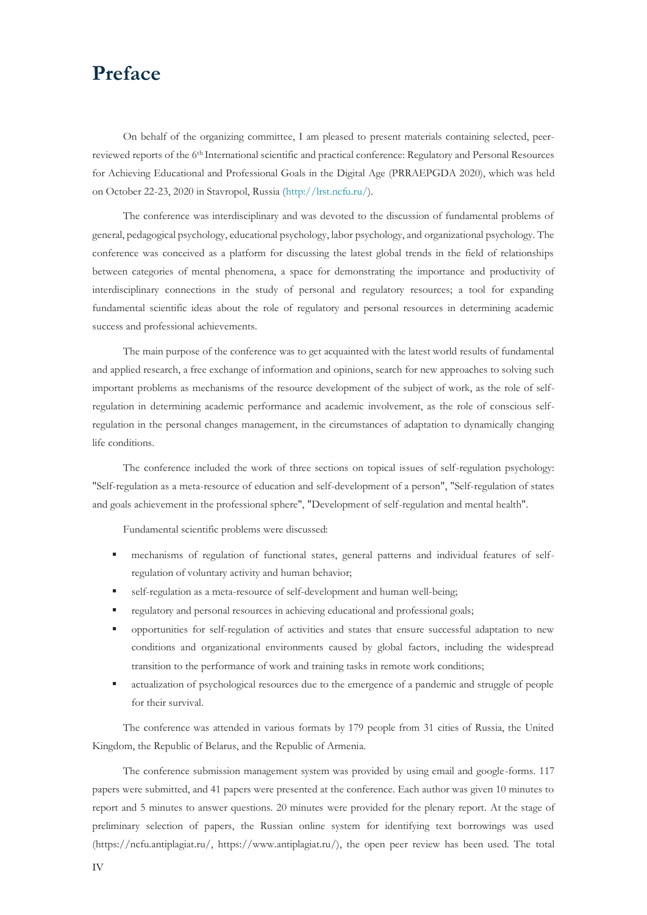# Preface

On behalf of the organizing committee, I am pleased to present materials containing selected, peer-reviewed reports of the 6th International scientific and practical conference: Regulatory and Personal Resources for Achieving Educational and Professional Goals in the Digital Age (PRRAEPGDA 2020), which was held on October 22-23, 2020 in Stavropol, Russia (http://lrst.ncfu.ru/).

The conference was interdisciplinary and was devoted to the discussion of fundamental problems of general, pedagogical psychology, educational psychology, labor psychology, and organizational psychology. The conference was conceived as a platform for discussing the latest global trends in the field of relationships between categories of mental phenomena, a space for demonstrating the importance and productivity of interdisciplinary connections in the study of personal and regulatory resources; a tool for expanding fundamental scientific ideas about the role of regulatory and personal resources in determining academic success and professional achievements.

The main purpose of the conference was to get acquainted with the latest world results of fundamental and applied research, a free exchange of information and opinions, search for new approaches to solving such important problems as mechanisms of the resource development of the subject of work, as the role of self-regulation in determining academic performance and academic involvement, as the role of conscious self-regulation in the personal changes management, in the circumstances of adaptation to dynamically changing life conditions.

The conference included the work of three sections on topical issues of self-regulation psychology: "Self-regulation as a meta-resource of education and self-development of a person", "Self-regulation of states and goals achievement in the professional sphere", "Development of self-regulation and mental health".

Fundamental scientific problems were discussed:

- mechanisms of regulation of functional states, general patterns and individual features of self-regulation of voluntary activity and human behavior;
- self-regulation as a meta-resource of self-development and human well-being;
- regulatory and personal resources in achieving educational and professional goals;
- opportunities for self-regulation of activities and states that ensure successful adaptation to new conditions and organizational environments caused by global factors, including the widespread transition to the performance of work and training tasks in remote work conditions;
- actualization of psychological resources due to the emergence of a pandemic and struggle of people for their survival.

The conference was attended in various formats by 179 people from 31 cities of Russia, the United Kingdom, the Republic of Belarus, and the Republic of Armenia.

The conference submission management system was provided by using email and google-forms. 117 papers were submitted, and 41 papers were presented at the conference. Each author was given 10 minutes to report and 5 minutes to answer questions. 20 minutes were provided for the plenary report. At the stage of preliminary selection of papers, the Russian online system for identifying text borrowings was used (https://ncfu.antiplagiat.ru/, https://www.antiplagiat.ru/), the open peer review has been used. The total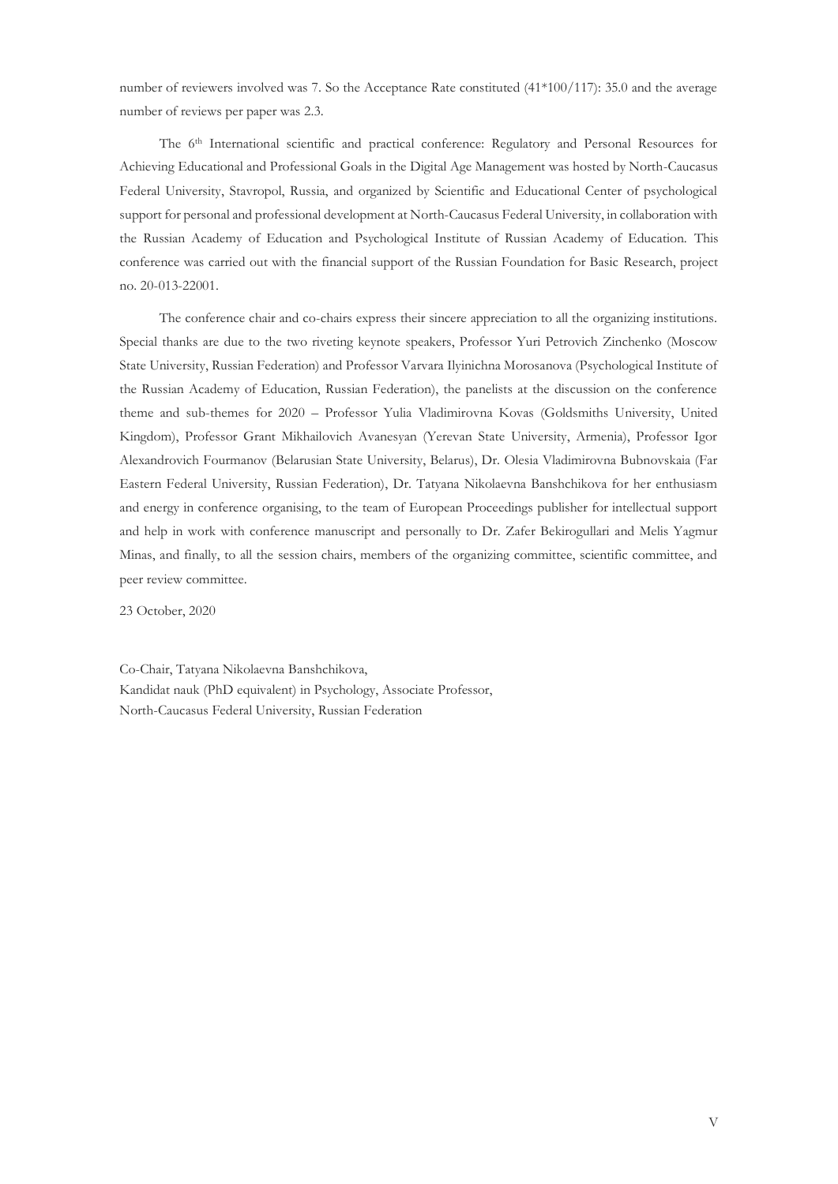number of reviewers involved was 7. So the Acceptance Rate constituted (41*100/117): 35.0 and the average number of reviews per paper was 2.3.

The 6th International scientific and practical conference: Regulatory and Personal Resources for Achieving Educational and Professional Goals in the Digital Age Management was hosted by North-Caucasus Federal University, Stavropol, Russia, and organized by Scientific and Educational Center of psychological support for personal and professional development at North-Caucasus Federal University, in collaboration with the Russian Academy of Education and Psychological Institute of Russian Academy of Education. This conference was carried out with the financial support of the Russian Foundation for Basic Research, project no. 20-013-22001.

The conference chair and co-chairs express their sincere appreciation to all the organizing institutions. Special thanks are due to the two riveting keynote speakers, Professor Yuri Petrovich Zinchenko (Moscow State University, Russian Federation) and Professor Varvara Ilyinichna Morosanova (Psychological Institute of the Russian Academy of Education, Russian Federation), the panelists at the discussion on the conference theme and sub-themes for 2020 – Professor Yulia Vladimirovna Kovas (Goldsmiths University, United Kingdom), Professor Grant Mikhailovich Avanesyan (Yerevan State University, Armenia), Professor Igor Alexandrovich Fourmanov (Belarusian State University, Belarus), Dr. Olesia Vladimirovna Bubnovskaia (Far Eastern Federal University, Russian Federation), Dr. Tatyana Nikolaevna Banshchikova for her enthusiasm and energy in conference organising, to the team of European Proceedings publisher for intellectual support and help in work with conference manuscript and personally to Dr. Zafer Bekirogullari and Melis Yagmur Minas, and finally, to all the session chairs, members of the organizing committee, scientific committee, and peer review committee.

23 October, 2020

Co-Chair, Tatyana Nikolaevna Banshchikova,
Kandidat nauk (PhD equivalent) in Psychology, Associate Professor,
North-Caucasus Federal University, Russian Federation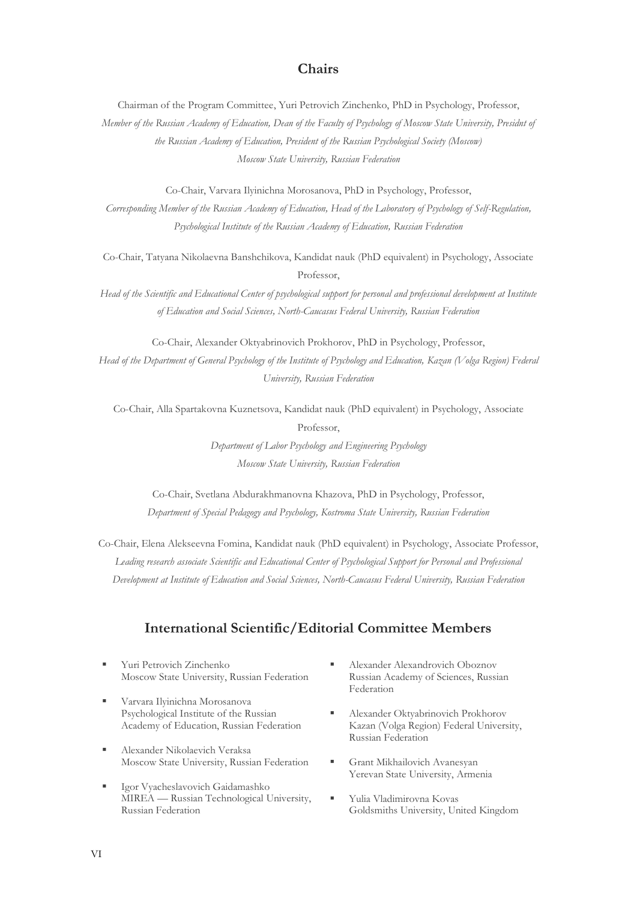## Chairs

Chairman of the Program Committee, Yuri Petrovich Zinchenko, PhD in Psychology, Professor,
*Member of the Russian Academy of Education, Dean of the Faculty of Psychology of Moscow State University, Presidnt of the Russian Academy of Education, President of the Russian Psychological Society (Moscow)*
*Moscow State University, Russian Federation*

Co-Chair, Varvara Ilyinichna Morosanova, PhD in Psychology, Professor,
*Corresponding Member of the Russian Academy of Education, Head of the Laboratory of Psychology of Self-Regulation, Psychological Institute of the Russian Academy of Education, Russian Federation*

Co-Chair, Tatyana Nikolaevna Banshchikova, Kandidat nauk (PhD equivalent) in Psychology, Associate Professor,
*Head of the Scientific and Educational Center of psychological support for personal and professional development at Institute of Education and Social Sciences, North-Caucasus Federal University, Russian Federation*

Co-Chair, Alexander Oktyabrinovich Prokhorov, PhD in Psychology, Professor,
*Head of the Department of General Psychology of the Institute of Psychology and Education, Kazan (Volga Region) Federal University, Russian Federation*

Co-Chair, Alla Spartakovna Kuznetsova, Kandidat nauk (PhD equivalent) in Psychology, Associate Professor,
*Department of Labor Psychology and Engineering Psychology*
*Moscow State University, Russian Federation*

Co-Chair, Svetlana Abdurakhmanovna Khazova, PhD in Psychology, Professor,
*Department of Special Pedagogy and Psychology, Kostroma State University, Russian Federation*

Co-Chair, Elena Alekseevna Fomina, Kandidat nauk (PhD equivalent) in Psychology, Associate Professor,
*Leading research associate Scientific and Educational Center of Psychological Support for Personal and Professional Development at Institute of Education and Social Sciences, North-Caucasus Federal University, Russian Federation*

## International Scientific/Editorial Committee Members

- Yuri Petrovich Zinchenko
  Moscow State University, Russian Federation
- Varvara Ilyinichna Morosanova
  Psychological Institute of the Russian Academy of Education, Russian Federation
- Alexander Nikolaevich Veraksa
  Moscow State University, Russian Federation
- Igor Vyacheslavovich Gaidamashko
  MIREA — Russian Technological University, Russian Federation
- Alexander Alexandrovich Oboznov
  Russian Academy of Sciences, Russian Federation
- Alexander Oktyabrinovich Prokhorov
  Kazan (Volga Region) Federal University, Russian Federation
- Grant Mikhailovich Avanesyan
  Yerevan State University, Armenia
- Yulia Vladimirovna Kovas
  Goldsmiths University, United Kingdom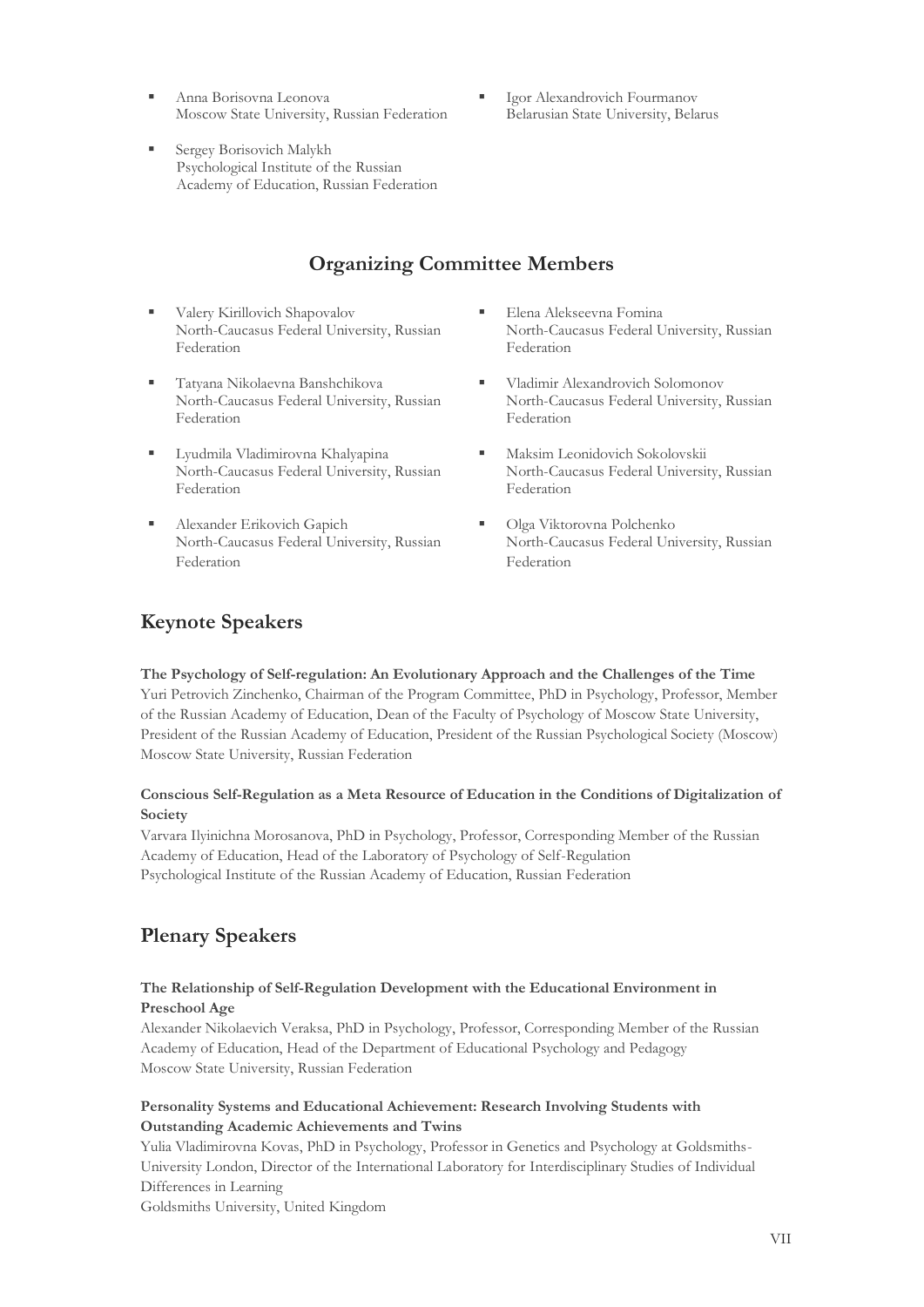- Anna Borisovna Leonova
  Moscow State University, Russian Federation
- Sergey Borisovich Malykh
  Psychological Institute of the Russian Academy of Education, Russian Federation
- Igor Alexandrovich Fourmanov
  Belarusian State University, Belarus

## Organizing Committee Members

- Valery Kirillovich Shapovalov
  North-Caucasus Federal University, Russian Federation
- Tatyana Nikolaevna Banshchikova
  North-Caucasus Federal University, Russian Federation
- Lyudmila Vladimirovna Khalyapina
  North-Caucasus Federal University, Russian Federation
- Alexander Erikovich Gapich
  North-Caucasus Federal University, Russian Federation
- Elena Alekseevna Fomina
  North-Caucasus Federal University, Russian Federation
- Vladimir Alexandrovich Solomonov
  North-Caucasus Federal University, Russian Federation
- Maksim Leonidovich Sokolovskii
  North-Caucasus Federal University, Russian Federation
- Olga Viktorovna Polchenko
  North-Caucasus Federal University, Russian Federation

## Keynote Speakers

**The Psychology of Self-regulation: An Evolutionary Approach and the Challenges of the Time**
Yuri Petrovich Zinchenko, Chairman of the Program Committee, PhD in Psychology, Professor, Member of the Russian Academy of Education, Dean of the Faculty of Psychology of Moscow State University, President of the Russian Academy of Education, President of the Russian Psychological Society (Moscow)
Moscow State University, Russian Federation

**Conscious Self-Regulation as a Meta Resource of Education in the Conditions of Digitalization of Society**
Varvara Ilyinichna Morosanova, PhD in Psychology, Professor, Corresponding Member of the Russian Academy of Education, Head of the Laboratory of Psychology of Self-Regulation
Psychological Institute of the Russian Academy of Education, Russian Federation

## Plenary Speakers

**The Relationship of Self-Regulation Development with the Educational Environment in Preschool Age**
Alexander Nikolaevich Veraksa, PhD in Psychology, Professor, Corresponding Member of the Russian Academy of Education, Head of the Department of Educational Psychology and Pedagogy
Moscow State University, Russian Federation

**Personality Systems and Educational Achievement: Research Involving Students with Outstanding Academic Achievements and Twins**
Yulia Vladimirovna Kovas, PhD in Psychology, Professor in Genetics and Psychology at Goldsmiths-University London, Director of the International Laboratory for Interdisciplinary Studies of Individual Differences in Learning
Goldsmiths University, United Kingdom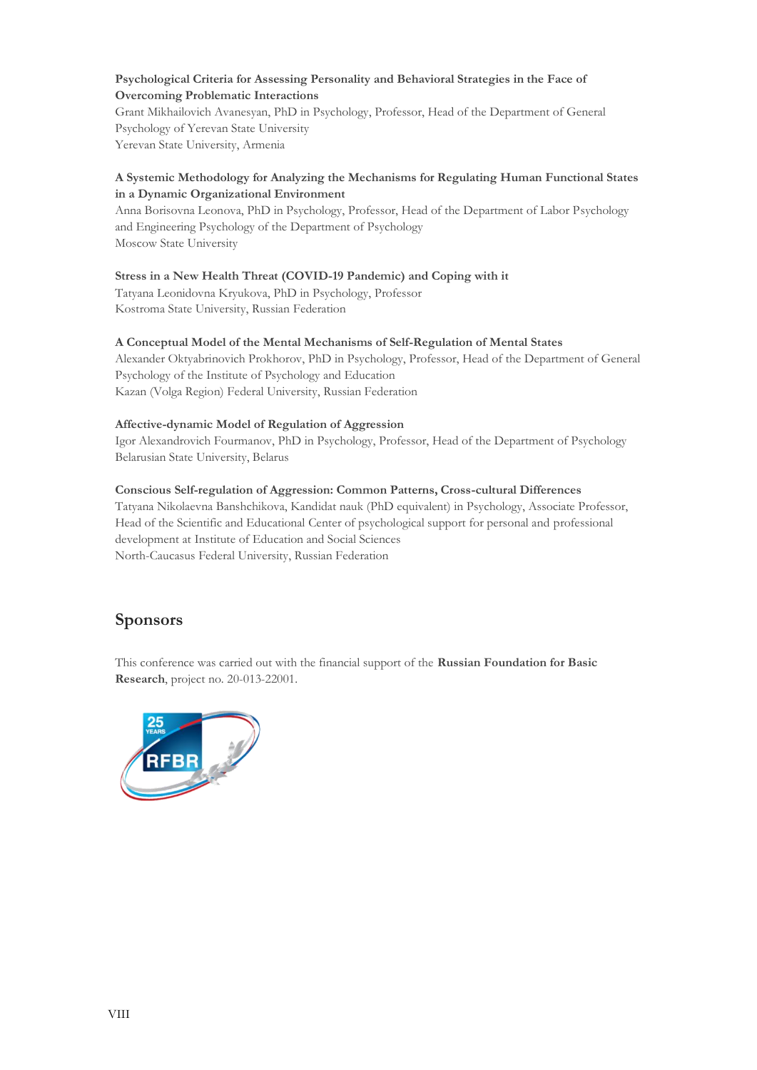**Psychological Criteria for Assessing Personality and Behavioral Strategies in the Face of Overcoming Problematic Interactions**
Grant Mikhailovich Avanesyan, PhD in Psychology, Professor, Head of the Department of General Psychology of Yerevan State University
Yerevan State University, Armenia

**A Systemic Methodology for Analyzing the Mechanisms for Regulating Human Functional States in a Dynamic Organizational Environment**
Anna Borisovna Leonova, PhD in Psychology, Professor, Head of the Department of Labor Psychology and Engineering Psychology of the Department of Psychology
Moscow State University

**Stress in a New Health Threat (COVID-19 Pandemic) and Coping with it**
Tatyana Leonidovna Kryukova, PhD in Psychology, Professor
Kostroma State University, Russian Federation

**A Conceptual Model of the Mental Mechanisms of Self-Regulation of Mental States**
Alexander Oktyabrinovich Prokhorov, PhD in Psychology, Professor, Head of the Department of General Psychology of the Institute of Psychology and Education
Kazan (Volga Region) Federal University, Russian Federation

**Affective-dynamic Model of Regulation of Aggression**
Igor Alexandrovich Fourmanov, PhD in Psychology, Professor, Head of the Department of Psychology
Belarusian State University, Belarus

**Conscious Self-regulation of Aggression: Common Patterns, Cross-cultural Differences**
Tatyana Nikolaevna Banshchikova, Kandidat nauk (PhD equivalent) in Psychology, Associate Professor, Head of the Scientific and Educational Center of psychological support for personal and professional development at Institute of Education and Social Sciences
North-Caucasus Federal University, Russian Federation

## Sponsors

This conference was carried out with the financial support of the **Russian Foundation for Basic Research**, project no. 20-013-22001.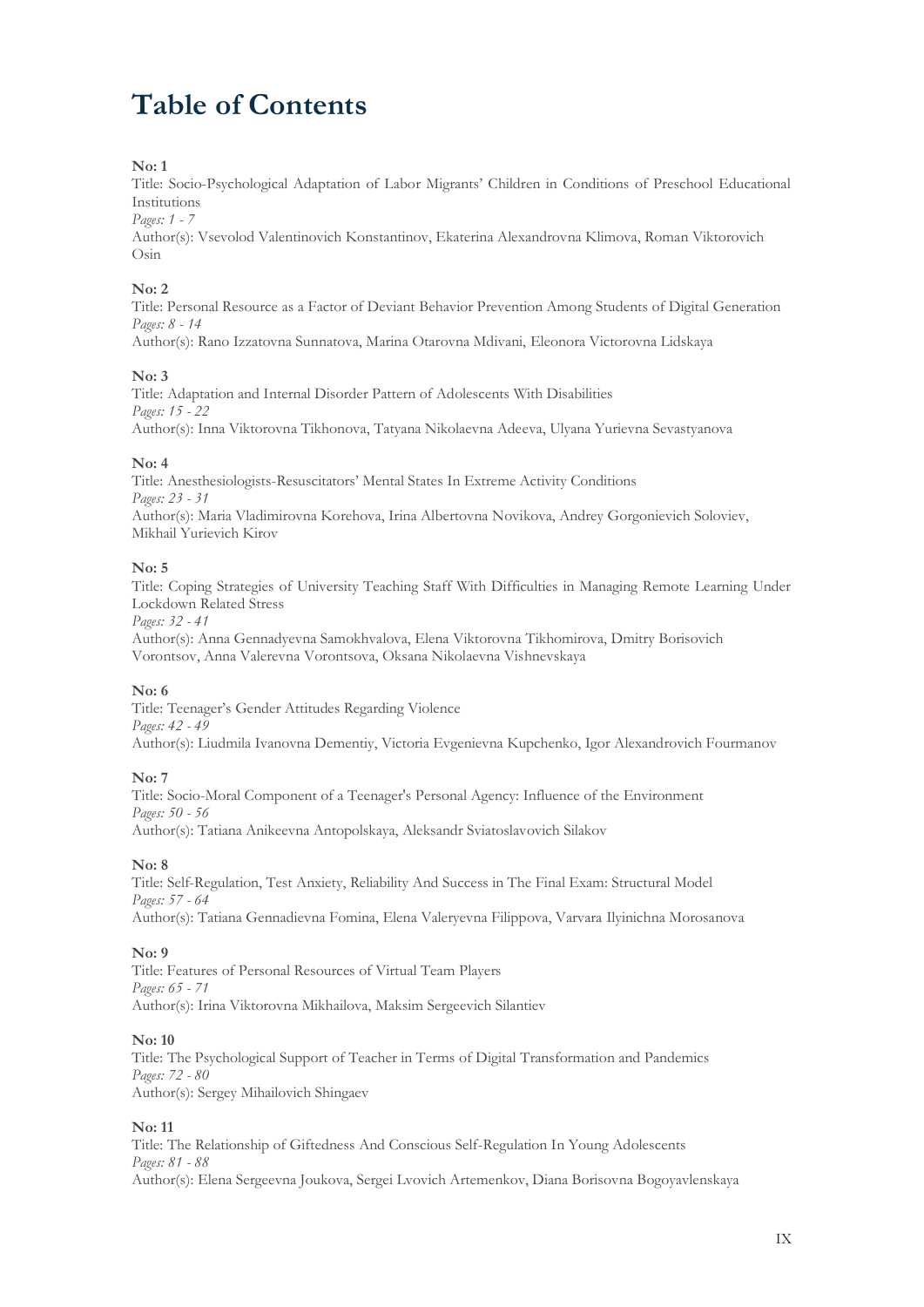# Table of Contents

**No: 1**
Title: Socio-Psychological Adaptation of Labor Migrants' Children in Conditions of Preschool Educational Institutions
*Pages: 1 - 7*
Author(s): Vsevolod Valentinovich Konstantinov, Ekaterina Alexandrovna Klimova, Roman Viktorovich Osin

**No: 2**
Title: Personal Resource as a Factor of Deviant Behavior Prevention Among Students of Digital Generation
*Pages: 8 - 14*
Author(s): Rano Izzatovna Sunnatova, Marina Otarovna Mdivani, Eleonora Victorovna Lidskaya

**No: 3**
Title: Adaptation and Internal Disorder Pattern of Adolescents With Disabilities
*Pages: 15 - 22*
Author(s): Inna Viktorovna Tikhonova, Tatyana Nikolaevna Adeeva, Ulyana Yurievna Sevastyanova

**No: 4**
Title: Anesthesiologists-Resuscitators' Mental States In Extreme Activity Conditions
*Pages: 23 - 31*
Author(s): Maria Vladimirovna Korehova, Irina Albertovna Novikova, Andrey Gorgonievich Soloviev, Mikhail Yurievich Kirov

**No: 5**
Title: Coping Strategies of University Teaching Staff With Difficulties in Managing Remote Learning Under Lockdown Related Stress
*Pages: 32 - 41*
Author(s): Anna Gennadyevna Samokhvalova, Elena Viktorovna Tikhomirova, Dmitry Borisovich Vorontsov, Anna Valerevna Vorontsova, Oksana Nikolaevna Vishnevskaya

**No: 6**
Title: Teenager's Gender Attitudes Regarding Violence
*Pages: 42 - 49*
Author(s): Liudmila Ivanovna Dementiy, Victoria Evgenievna Kupchenko, Igor Alexandrovich Fourmanov

**No: 7**
Title: Socio-Moral Component of a Teenager's Personal Agency: Influence of the Environment
*Pages: 50 - 56*
Author(s): Tatiana Anikeevna Antopolskaya, Aleksandr Sviatoslavovich Silakov

**No: 8**
Title: Self-Regulation, Test Anxiety, Reliability And Success in The Final Exam: Structural Model
*Pages: 57 - 64*
Author(s): Tatiana Gennadievna Fomina, Elena Valeryevna Filippova, Varvara Ilyinichna Morosanova

**No: 9**
Title: Features of Personal Resources of Virtual Team Players
*Pages: 65 - 71*
Author(s): Irina Viktorovna Mikhailova, Maksim Sergeevich Silantiev

**No: 10**
Title: The Psychological Support of Teacher in Terms of Digital Transformation and Pandemics
*Pages: 72 - 80*
Author(s): Sergey Mihailovich Shingaev

**No: 11**
Title: The Relationship of Giftedness And Conscious Self-Regulation In Young Adolescents
*Pages: 81 - 88*
Author(s): Elena Sergeevna Joukova, Sergei Lvovich Artemenkov, Diana Borisovna Bogoyavlenskaya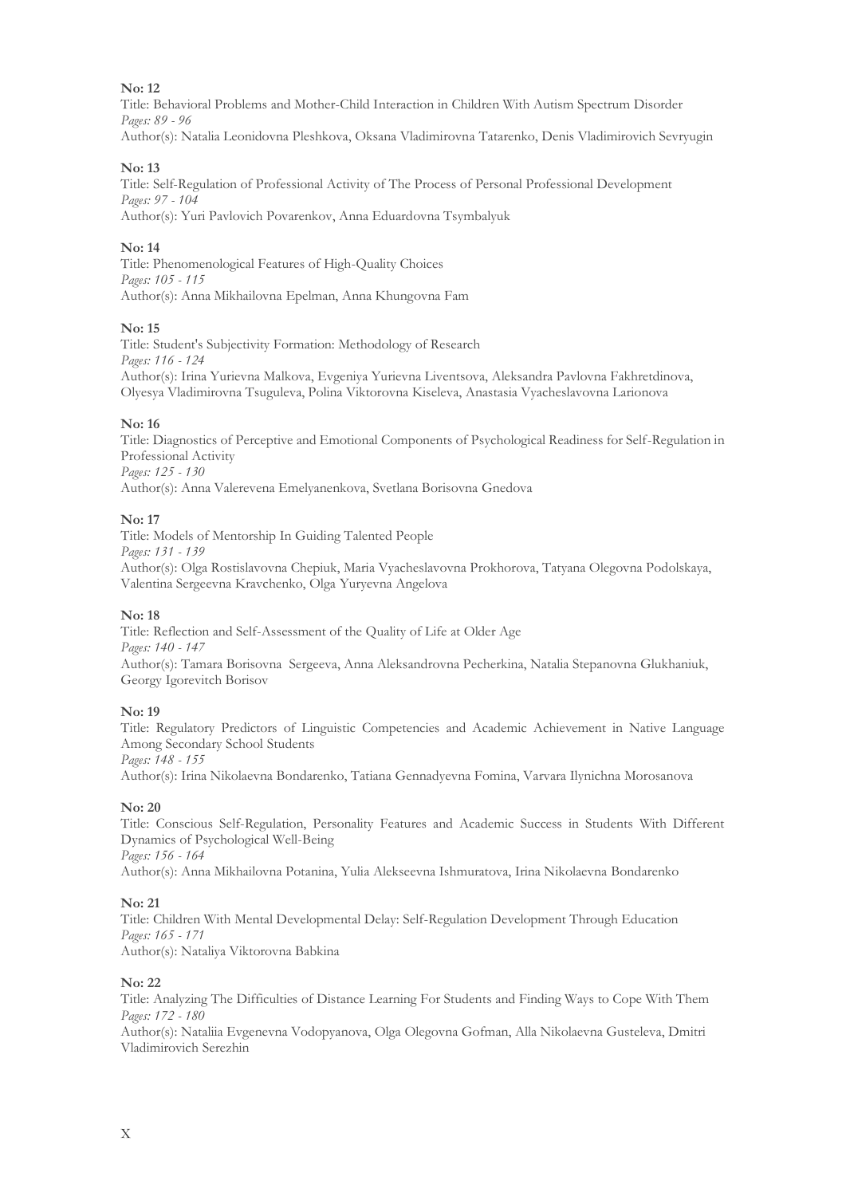**No: 12**

Title: Behavioral Problems and Mother-Child Interaction in Children With Autism Spectrum Disorder

*Pages: 89 - 96*

Author(s): Natalia Leonidovna Pleshkova, Oksana Vladimirovna Tatarenko, Denis Vladimirovich Sevryugin

**No: 13**

Title: Self-Regulation of Professional Activity of The Process of Personal Professional Development

*Pages: 97 - 104*

Author(s): Yuri Pavlovich Povarenkov, Anna Eduardovna Tsymbalyuk

**No: 14**

Title: Phenomenological Features of High-Quality Choices

*Pages: 105 - 115*

Author(s): Anna Mikhailovna Epelman, Anna Khungovna Fam

**No: 15**

Title: Student's Subjectivity Formation: Methodology of Research

*Pages: 116 - 124*

Author(s): Irina Yurievna Malkova, Evgeniya Yurievna Liventsova, Aleksandra Pavlovna Fakhretdinova, Olyesya Vladimirovna Tsuguleva, Polina Viktorovna Kiseleva, Anastasia Vyacheslavovna Larionova

**No: 16**

Title: Diagnostics of Perceptive and Emotional Components of Psychological Readiness for Self-Regulation in Professional Activity

*Pages: 125 - 130*

Author(s): Anna Valerevena Emelyanenkova, Svetlana Borisovna Gnedova

**No: 17**

Title: Models of Mentorship In Guiding Talented People

*Pages: 131 - 139*

Author(s): Olga Rostislavovna Chepiuk, Maria Vyacheslavovna Prokhorova, Tatyana Olegovna Podolskaya, Valentina Sergeevna Kravchenko, Olga Yuryevna Angelova

**No: 18**

Title: Reflection and Self-Assessment of the Quality of Life at Older Age

*Pages: 140 - 147*

Author(s): Tamara Borisovna Sergeeva, Anna Aleksandrovna Pecherkina, Natalia Stepanovna Glukhaniuk, Georgy Igorevitch Borisov

**No: 19**

Title: Regulatory Predictors of Linguistic Competencies and Academic Achievement in Native Language Among Secondary School Students

*Pages: 148 - 155*

Author(s): Irina Nikolaevna Bondarenko, Tatiana Gennadyevna Fomina, Varvara Ilynichna Morosanova

**No: 20**

Title: Conscious Self-Regulation, Personality Features and Academic Success in Students With Different Dynamics of Psychological Well-Being

*Pages: 156 - 164*

Author(s): Anna Mikhailovna Potanina, Yulia Alekseevna Ishmuratova, Irina Nikolaevna Bondarenko

**No: 21**

Title: Children With Mental Developmental Delay: Self-Regulation Development Through Education

*Pages: 165 - 171*

Author(s): Nataliya Viktorovna Babkina

**No: 22**

Title: Analyzing The Difficulties of Distance Learning For Students and Finding Ways to Cope With Them

*Pages: 172 - 180*

Author(s): Nataliia Evgenevna Vodopyanova, Olga Olegovna Gofman, Alla Nikolaevna Gusteleva, Dmitri Vladimirovich Serezhin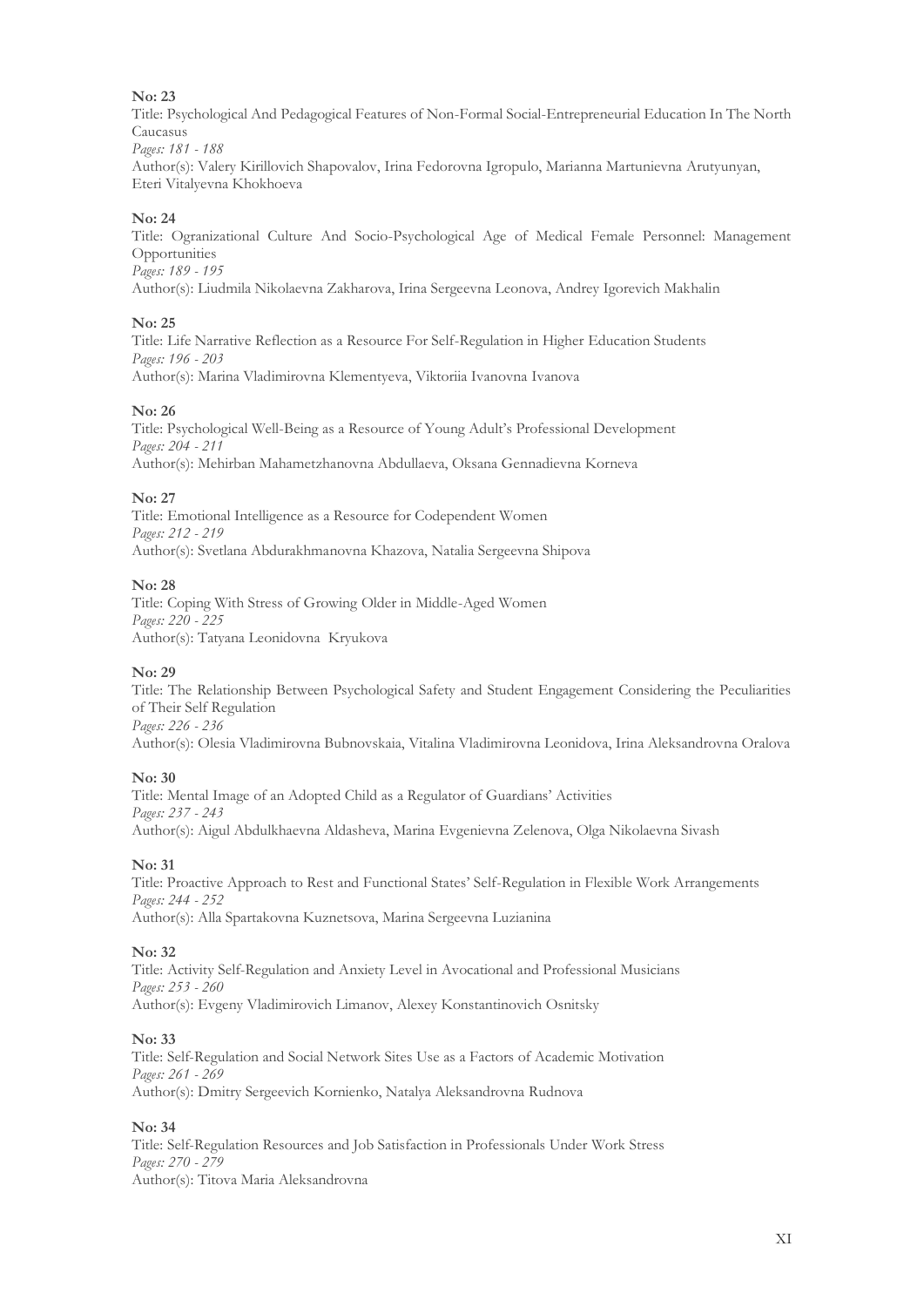**No: 23**

Title: Psychological And Pedagogical Features of Non-Formal Social-Entrepreneurial Education In The North Caucasus

*Pages: 181 - 188*

Author(s): Valery Kirillovich Shapovalov, Irina Fedorovna Igropulo, Marianna Martunievna Arutyunyan, Eteri Vitalyevna Khokhoeva

**No: 24**

Title: Ogranizational Culture And Socio-Psychological Age of Medical Female Personnel: Management Opportunities

*Pages: 189 - 195*

Author(s): Liudmila Nikolaevna Zakharova, Irina Sergeevna Leonova, Andrey Igorevich Makhalin

**No: 25**

Title: Life Narrative Reflection as a Resource For Self-Regulation in Higher Education Students

*Pages: 196 - 203*

Author(s): Marina Vladimirovna Klementyeva, Viktoriia Ivanovna Ivanova

**No: 26**

Title: Psychological Well-Being as a Resource of Young Adult's Professional Development

*Pages: 204 - 211*

Author(s): Mehirban Mahametzhanovna Abdullaeva, Oksana Gennadievna Korneva

**No: 27**

Title: Emotional Intelligence as a Resource for Codependent Women

*Pages: 212 - 219*

Author(s): Svetlana Abdurakhmanovna Khazova, Natalia Sergeevna Shipova

**No: 28**

Title: Coping With Stress of Growing Older in Middle-Aged Women

*Pages: 220 - 225*

Author(s): Tatyana Leonidovna Kryukova

**No: 29**

Title: The Relationship Between Psychological Safety and Student Engagement Considering the Peculiarities of Their Self Regulation

*Pages: 226 - 236*

Author(s): Olesia Vladimirovna Bubnovskaia, Vitalina Vladimirovna Leonidova, Irina Aleksandrovna Oralova

**No: 30**

Title: Mental Image of an Adopted Child as a Regulator of Guardians' Activities

*Pages: 237 - 243*

Author(s): Aigul Abdulkhaevna Aldasheva, Marina Evgenievna Zelenova, Olga Nikolaevna Sivash

**No: 31**

Title: Proactive Approach to Rest and Functional States' Self-Regulation in Flexible Work Arrangements

*Pages: 244 - 252*

Author(s): Alla Spartakovna Kuznetsova, Marina Sergeevna Luzianina

**No: 32**

Title: Activity Self-Regulation and Anxiety Level in Avocational and Professional Musicians

*Pages: 253 - 260*

Author(s): Evgeny Vladimirovich Limanov, Alexey Konstantinovich Osnitsky

**No: 33**

Title: Self-Regulation and Social Network Sites Use as a Factors of Academic Motivation

*Pages: 261 - 269*

Author(s): Dmitry Sergeevich Kornienko, Natalya Aleksandrovna Rudnova

**No: 34**

Title: Self-Regulation Resources and Job Satisfaction in Professionals Under Work Stress

*Pages: 270 - 279*

Author(s): Titova Maria Aleksandrovna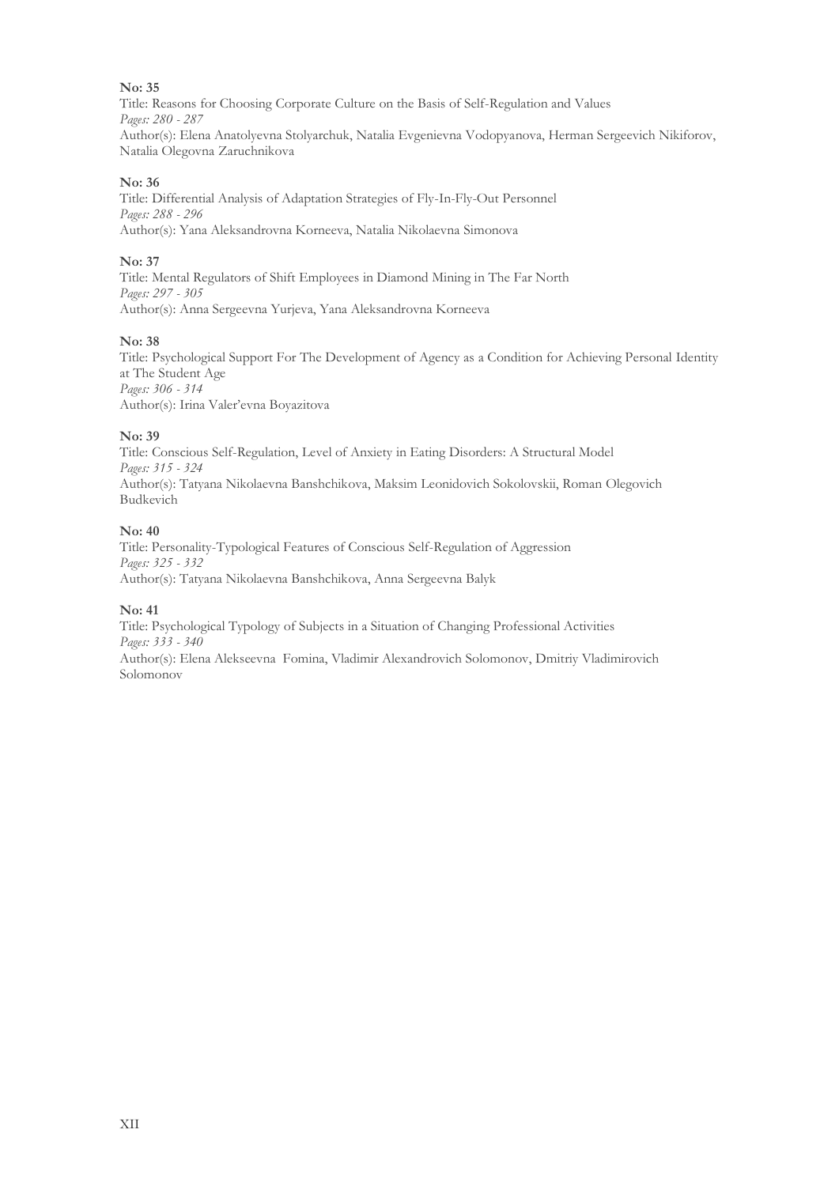**No: 35**

Title: Reasons for Choosing Corporate Culture on the Basis of Self-Regulation and Values

*Pages: 280 - 287*

Author(s): Elena Anatolyevna Stolyarchuk, Natalia Evgenievna Vodopyanova, Herman Sergeevich Nikiforov, Natalia Olegovna Zaruchnikova

**No: 36**

Title: Differential Analysis of Adaptation Strategies of Fly-In-Fly-Out Personnel

*Pages: 288 - 296*

Author(s): Yana Aleksandrovna Korneeva, Natalia Nikolaevna Simonova

**No: 37**

Title: Mental Regulators of Shift Employees in Diamond Mining in The Far North

*Pages: 297 - 305*

Author(s): Anna Sergeevna Yurjeva, Yana Aleksandrovna Korneeva

**No: 38**

Title: Psychological Support For The Development of Agency as a Condition for Achieving Personal Identity at The Student Age

*Pages: 306 - 314*

Author(s): Irina Valer'evna Boyazitova

**No: 39**

Title: Conscious Self-Regulation, Level of Anxiety in Eating Disorders: A Structural Model

*Pages: 315 - 324*

Author(s): Tatyana Nikolaevna Banshchikova, Maksim Leonidovich Sokolovskii, Roman Olegovich Budkevich

**No: 40**

Title: Personality-Typological Features of Conscious Self-Regulation of Aggression

*Pages: 325 - 332*

Author(s): Tatyana Nikolaevna Banshchikova, Anna Sergeevna Balyk

**No: 41**

Title: Psychological Typology of Subjects in a Situation of Changing Professional Activities

*Pages: 333 - 340*

Author(s): Elena Alekseevna Fomina, Vladimir Alexandrovich Solomonov, Dmitriy Vladimirovich Solomonov